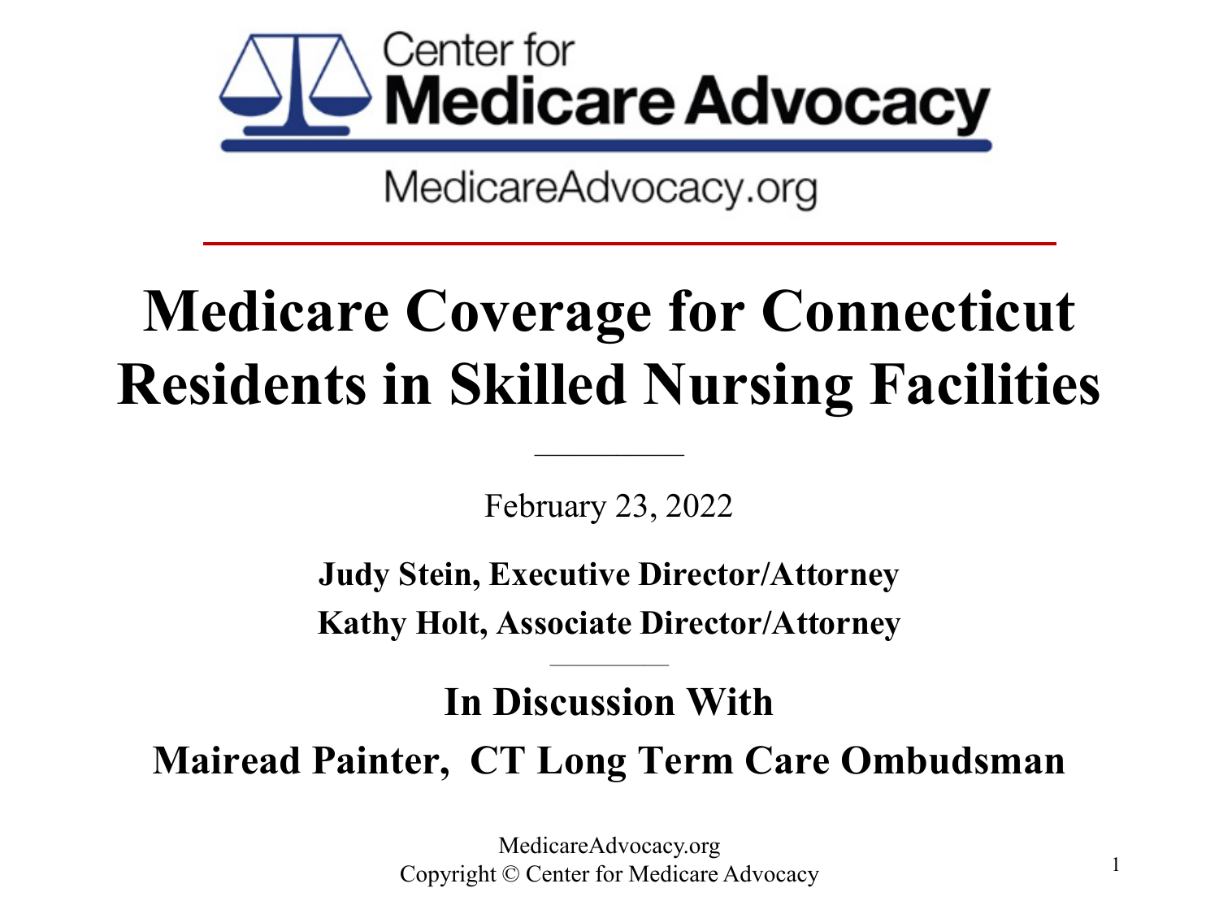Center for
**Medicare Advocacy**

MedicareAdvocacy.org

# Medicare Coverage for Connecticut Residents in Skilled Nursing Facilities

February 23, 2022

**Judy Stein, Executive Director/Attorney**

**Kathy Holt, Associate Director/Attorney**

## In Discussion With

## Mairead Painter, CT Long Term Care Ombudsman

MedicareAdvocacy.org
Copyright © Center for Medicare Advocacy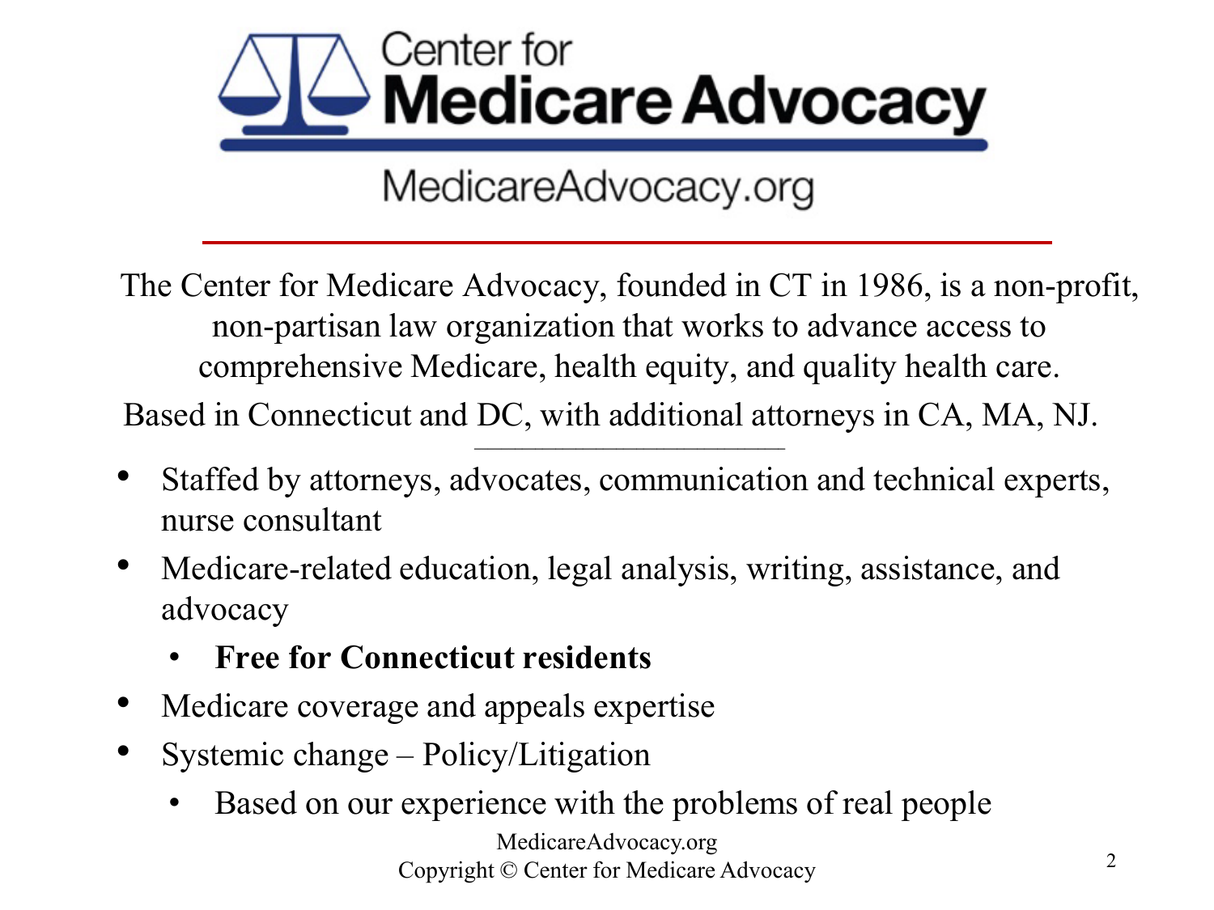# Center for Medicare Advocacy

MedicareAdvocacy.org

The Center for Medicare Advocacy, founded in CT in 1986, is a non-profit, non-partisan law organization that works to advance access to comprehensive Medicare, health equity, and quality health care.

Based in Connecticut and DC, with additional attorneys in CA, MA, NJ.

- Staffed by attorneys, advocates, communication and technical experts, nurse consultant
- Medicare-related education, legal analysis, writing, assistance, and advocacy
  - **Free for Connecticut residents**
- Medicare coverage and appeals expertise
- Systemic change – Policy/Litigation
  - Based on our experience with the problems of real people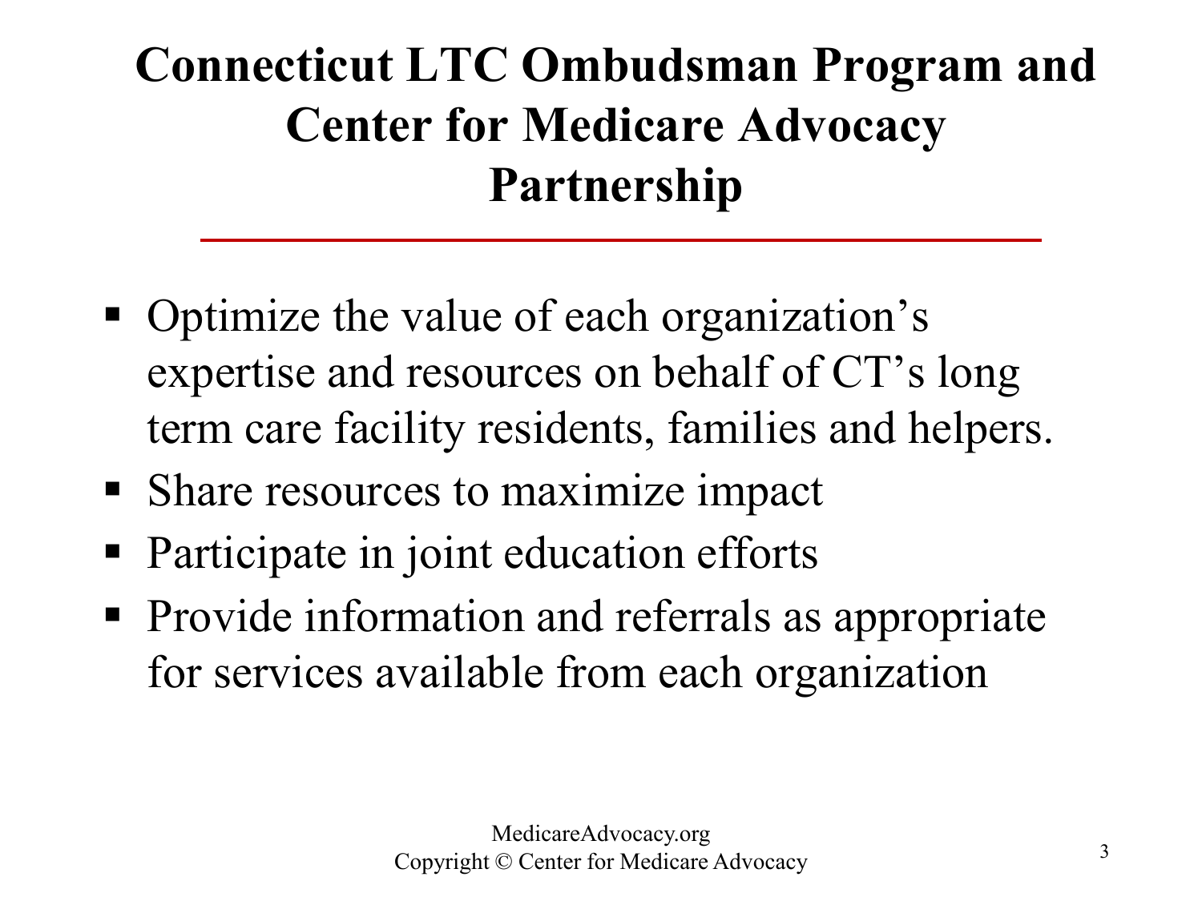# Connecticut LTC Ombudsman Program and Center for Medicare Advocacy Partnership

- Optimize the value of each organization’s expertise and resources on behalf of CT’s long term care facility residents, families and helpers.
- Share resources to maximize impact
- Participate in joint education efforts
- Provide information and referrals as appropriate for services available from each organization

MedicareAdvocacy.org
Copyright © Center for Medicare Advocacy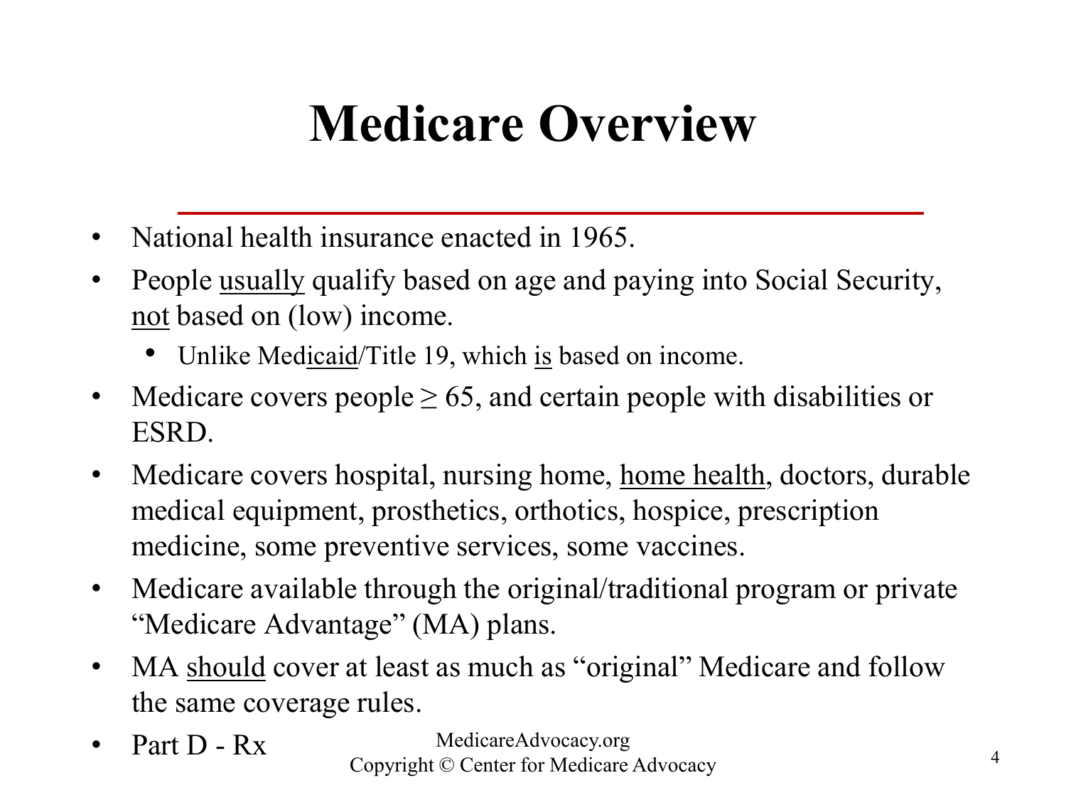# Medicare Overview

- National health insurance enacted in 1965.
- People <u>usually</u> qualify based on age and paying into Social Security, <u>not</u> based on (low) income.
  - Unlike Med<u>icaid</u>/Title 19, which <u>is</u> based on income.
- Medicare covers people ≥ 65, and certain people with disabilities or ESRD.
- Medicare covers hospital, nursing home, <u>home health</u>, doctors, durable medical equipment, prosthetics, orthotics, hospice, prescription medicine, some preventive services, some vaccines.
- Medicare available through the original/traditional program or private "Medicare Advantage" (MA) plans.
- MA <u>should</u> cover at least as much as "original" Medicare and follow the same coverage rules.
- Part D - Rx

MedicareAdvocacy.org
Copyright © Center for Medicare Advocacy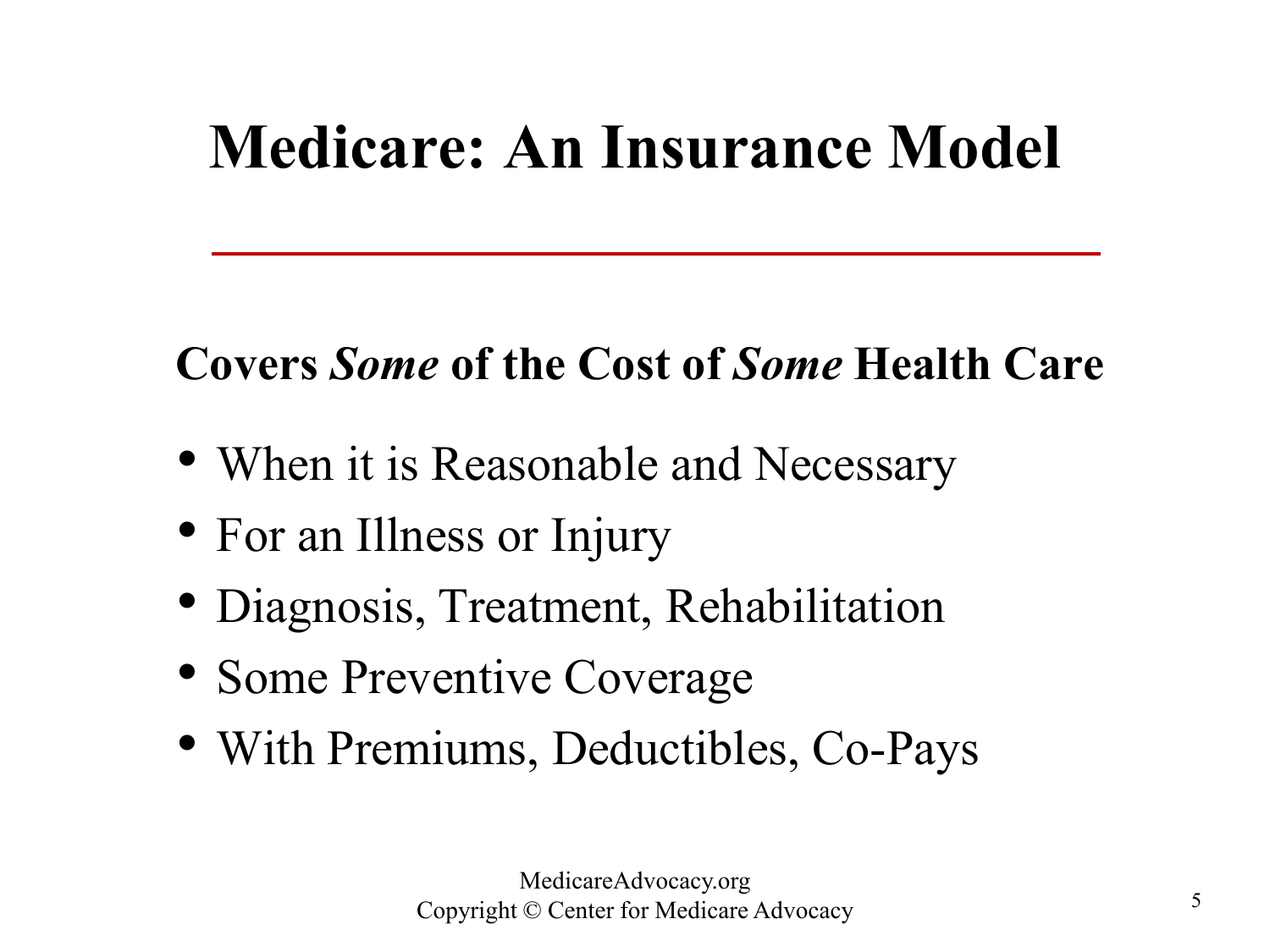# Medicare: An Insurance Model

**Covers *Some* of the Cost of *Some* Health Care**

- When it is Reasonable and Necessary
- For an Illness or Injury
- Diagnosis, Treatment, Rehabilitation
- Some Preventive Coverage
- With Premiums, Deductibles, Co-Pays

MedicareAdvocacy.org
Copyright © Center for Medicare Advocacy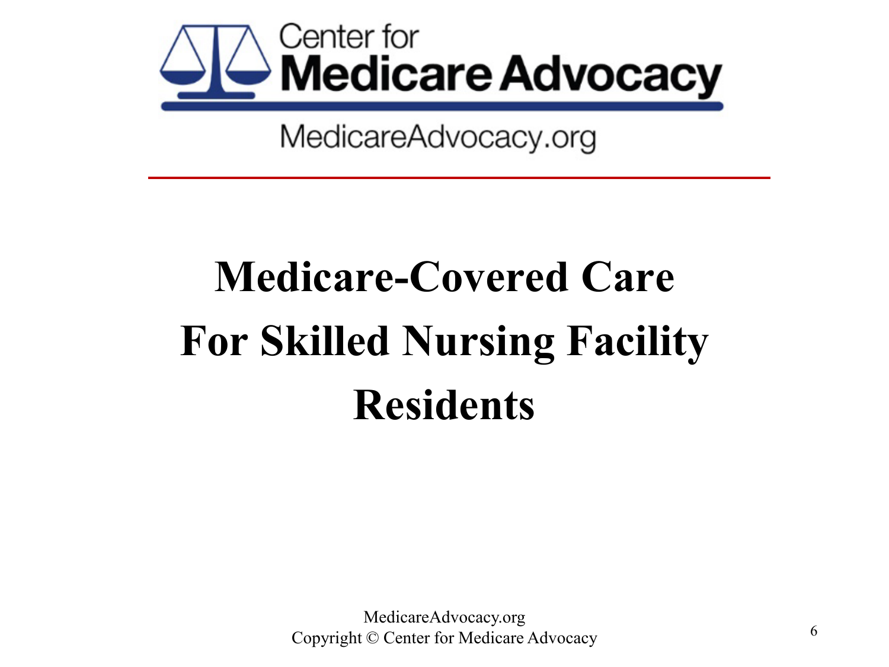# Medicare-Covered Care For Skilled Nursing Facility Residents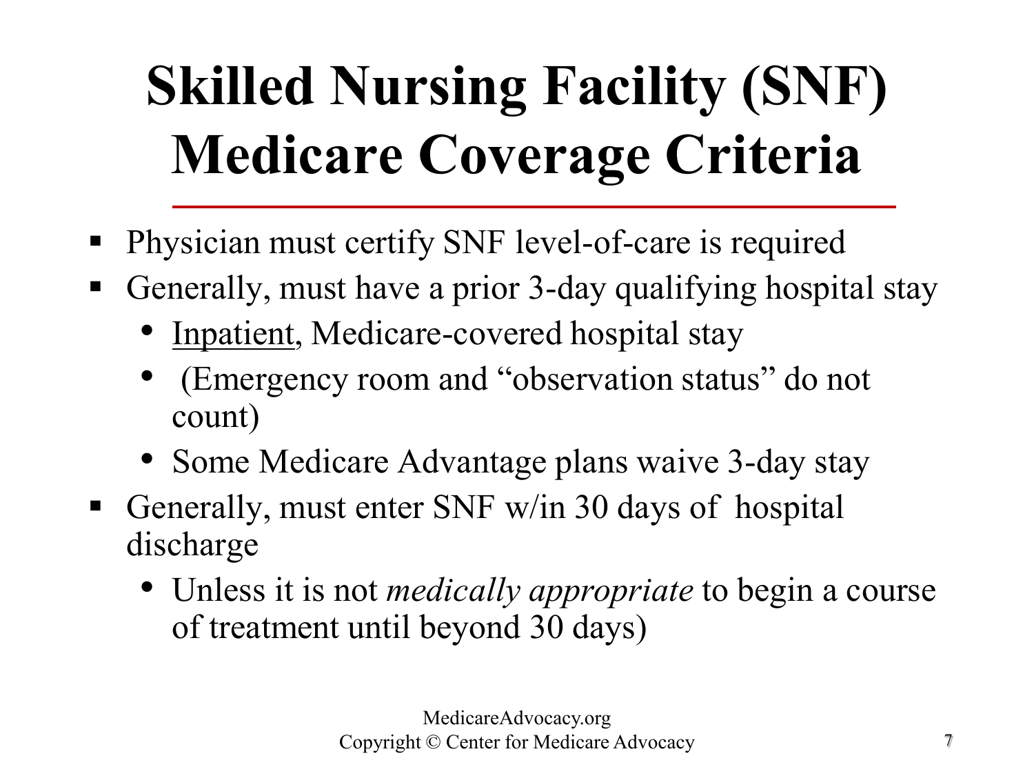# Skilled Nursing Facility (SNF) Medicare Coverage Criteria

- Physician must certify SNF level-of-care is required
- Generally, must have a prior 3-day qualifying hospital stay
  - <u>Inpatient</u>, Medicare-covered hospital stay
  - (Emergency room and "observation status" do not count)
  - Some Medicare Advantage plans waive 3-day stay
- Generally, must enter SNF w/in 30 days of hospital discharge
  - Unless it is not *medically appropriate* to begin a course of treatment until beyond 30 days)

MedicareAdvocacy.org
Copyright © Center for Medicare Advocacy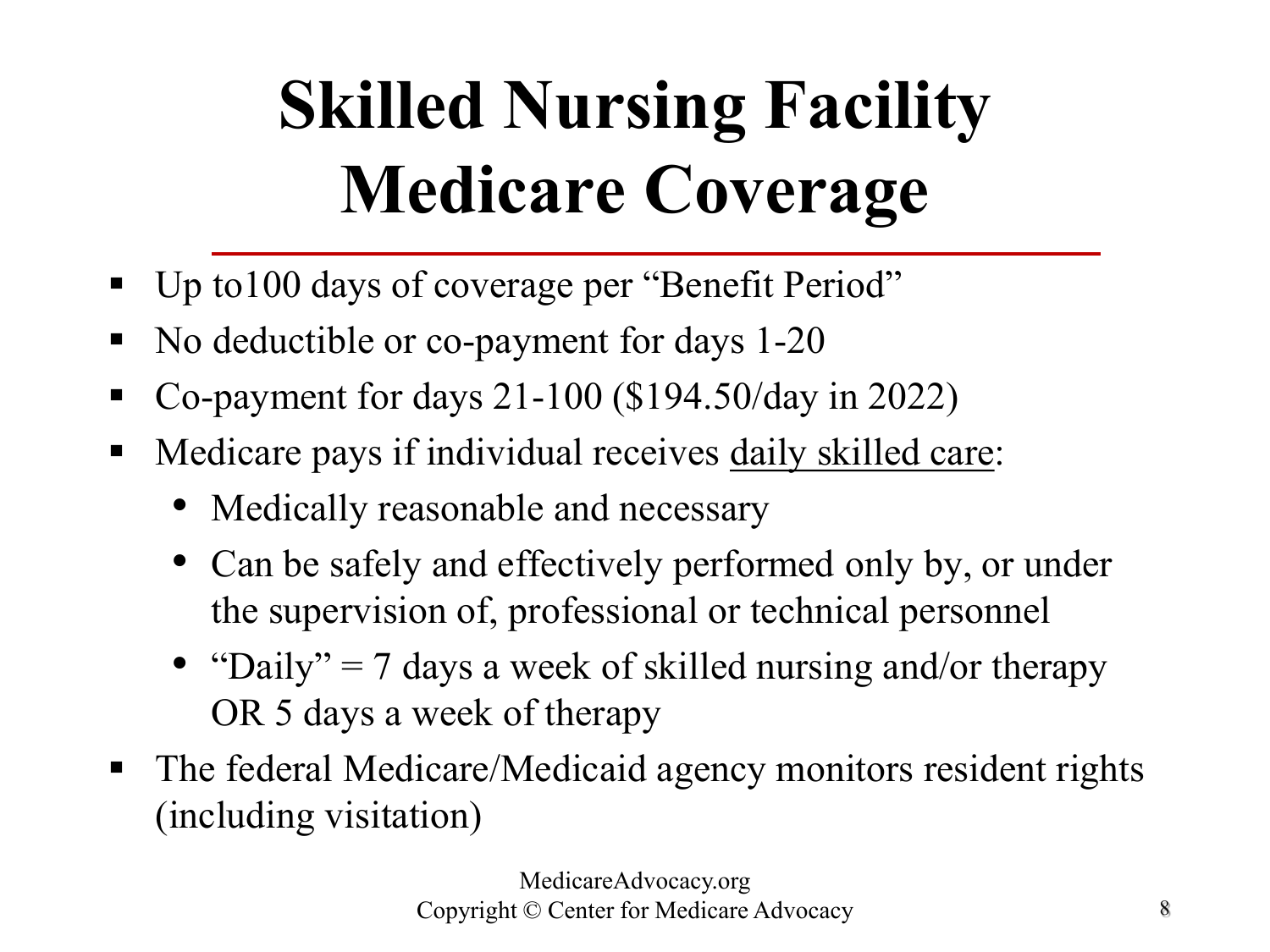# Skilled Nursing Facility Medicare Coverage

- Up to100 days of coverage per "Benefit Period"
- No deductible or co-payment for days 1-20
- Co-payment for days 21-100 ($194.50/day in 2022)
- Medicare pays if individual receives daily skilled care:
  - Medically reasonable and necessary
  - Can be safely and effectively performed only by, or under the supervision of, professional or technical personnel
  - "Daily" = 7 days a week of skilled nursing and/or therapy OR 5 days a week of therapy
- The federal Medicare/Medicaid agency monitors resident rights (including visitation)

MedicareAdvocacy.org
Copyright © Center for Medicare Advocacy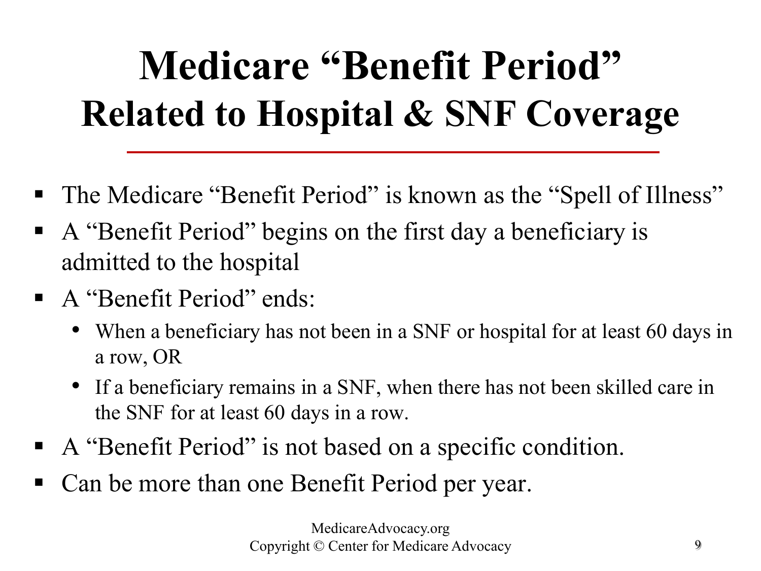# Medicare "Benefit Period"
## Related to Hospital & SNF Coverage

- The Medicare "Benefit Period" is known as the "Spell of Illness"
- A "Benefit Period" begins on the first day a beneficiary is admitted to the hospital
- A "Benefit Period" ends:
  - When a beneficiary has not been in a SNF or hospital for at least 60 days in a row, OR
  - If a beneficiary remains in a SNF, when there has not been skilled care in the SNF for at least 60 days in a row.
- A "Benefit Period" is not based on a specific condition.
- Can be more than one Benefit Period per year.

MedicareAdvocacy.org
Copyright © Center for Medicare Advocacy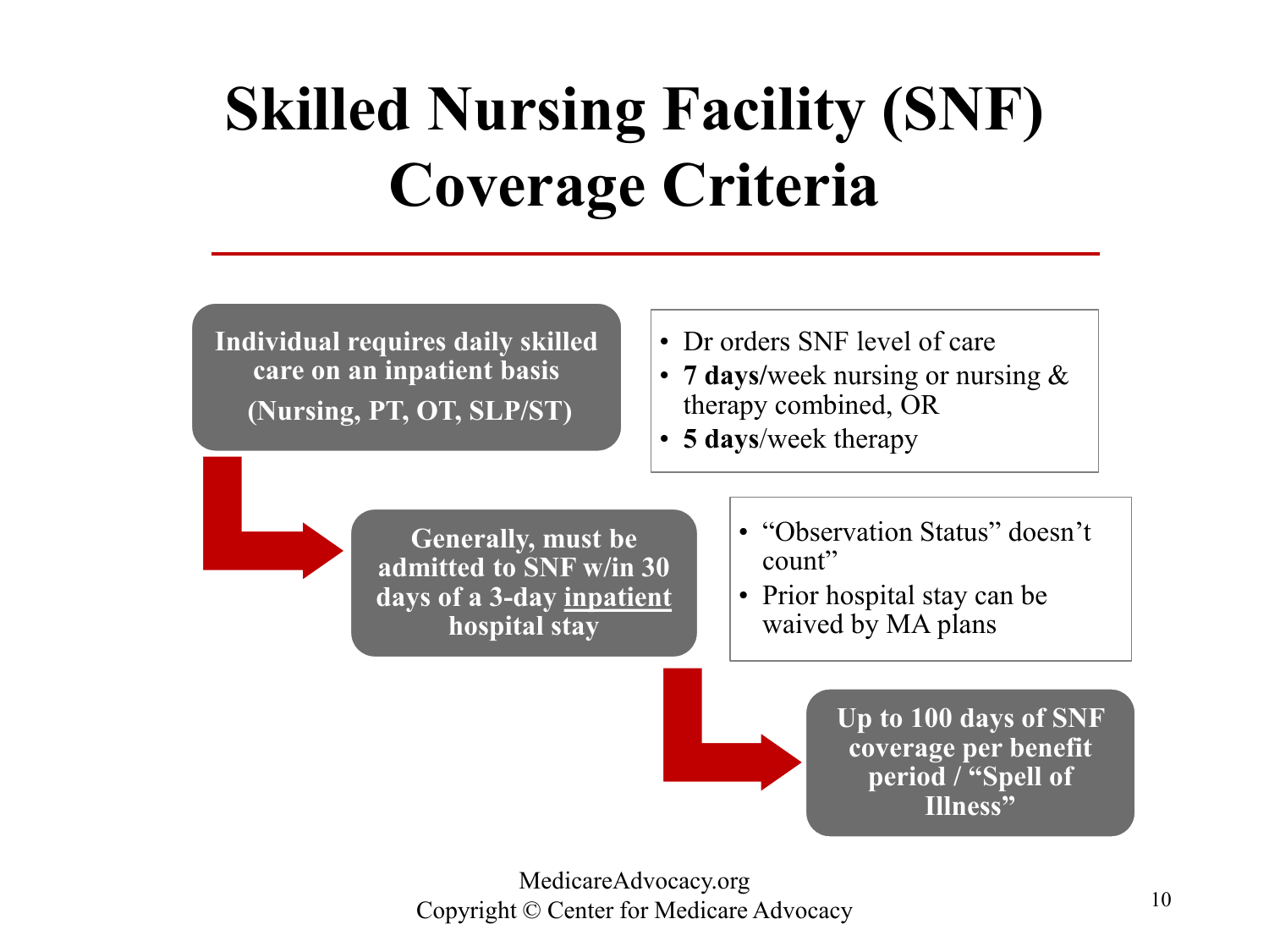# Skilled Nursing Facility (SNF) Coverage Criteria

**Individual requires daily skilled care on an inpatient basis**

**(Nursing, PT, OT, SLP/ST)**

- Dr orders SNF level of care
- **7 days/**week nursing or nursing & therapy combined, OR
- **5 days**/week therapy

**Generally, must be admitted to SNF w/in 30 days of a 3-day inpatient hospital stay**

- "Observation Status" doesn't count"
- Prior hospital stay can be waived by MA plans

**Up to 100 days of SNF coverage per benefit period / "Spell of Illness"**

MedicareAdvocacy.org
Copyright © Center for Medicare Advocacy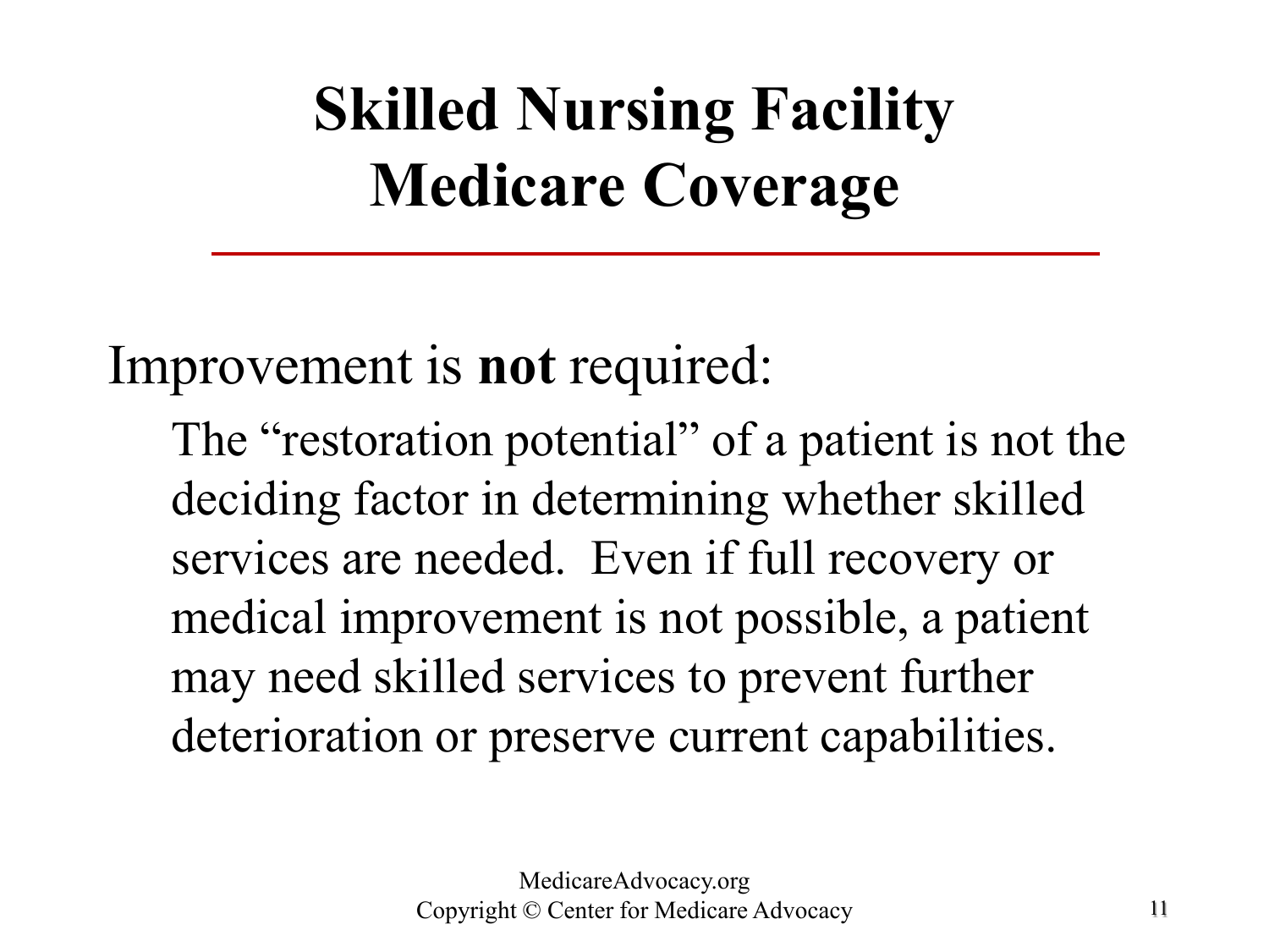# Skilled Nursing Facility Medicare Coverage

Improvement is **not** required:

The "restoration potential" of a patient is not the deciding factor in determining whether skilled services are needed. Even if full recovery or medical improvement is not possible, a patient may need skilled services to prevent further deterioration or preserve current capabilities.

MedicareAdvocacy.org
Copyright © Center for Medicare Advocacy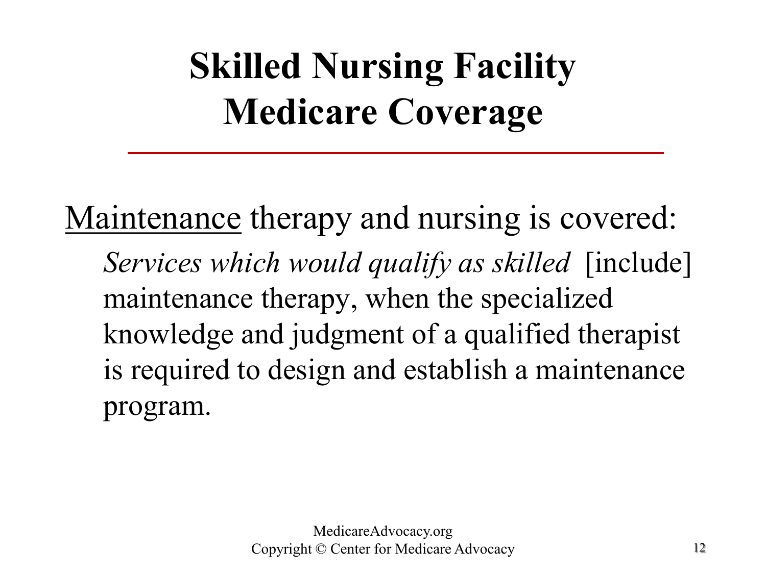# Skilled Nursing Facility Medicare Coverage

<u>Maintenance</u> therapy and nursing is covered:

*Services which would qualify as skilled* [include] maintenance therapy, when the specialized knowledge and judgment of a qualified therapist is required to design and establish a maintenance program.

MedicareAdvocacy.org
Copyright © Center for Medicare Advocacy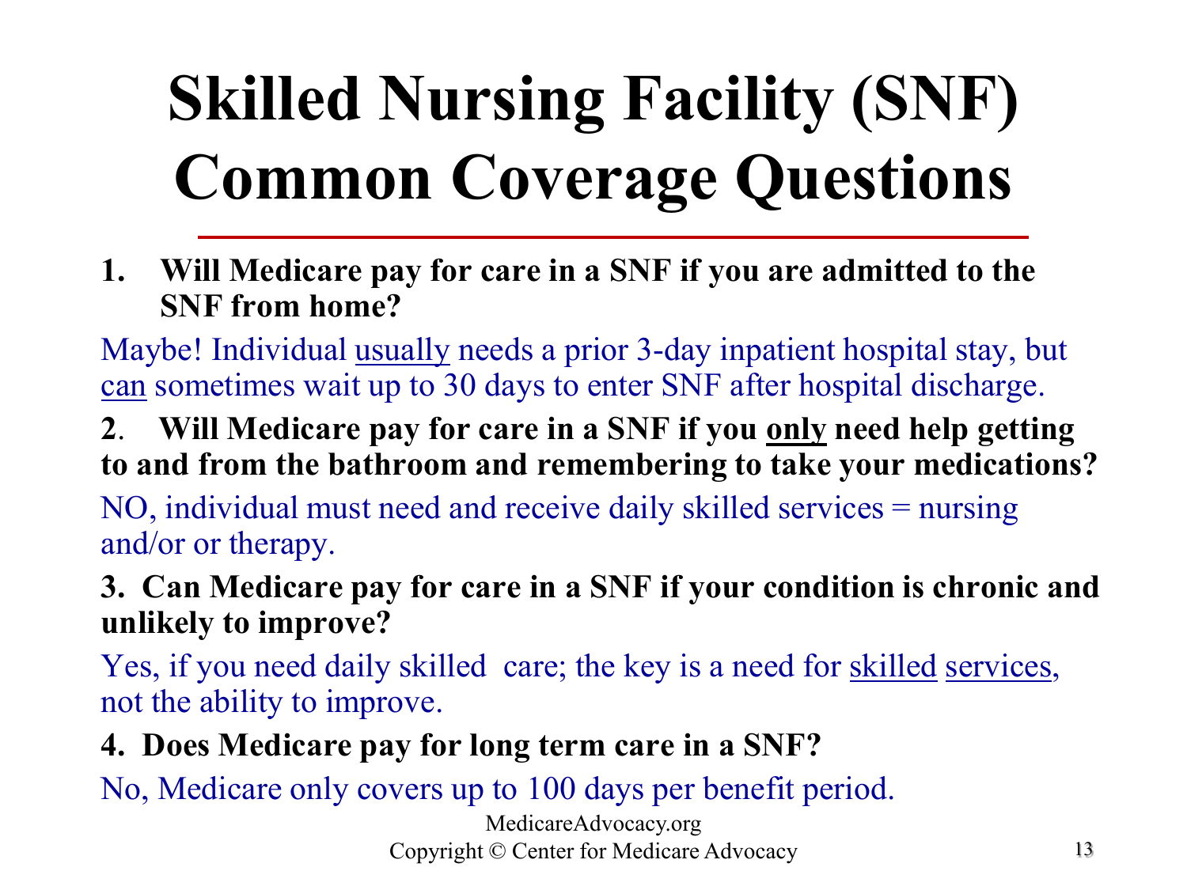# Skilled Nursing Facility (SNF) Common Coverage Questions

1. **Will Medicare pay for care in a SNF if you are admitted to the SNF from home?**

Maybe! Individual usually needs a prior 3-day inpatient hospital stay, but can sometimes wait up to 30 days to enter SNF after hospital discharge.

2. **Will Medicare pay for care in a SNF if you only need help getting to and from the bathroom and remembering to take your medications?**

NO, individual must need and receive daily skilled services = nursing and/or or therapy.

3. **Can Medicare pay for care in a SNF if your condition is chronic and unlikely to improve?**

Yes, if you need daily skilled care; the key is a need for skilled services, not the ability to improve.

4. **Does Medicare pay for long term care in a SNF?**

No, Medicare only covers up to 100 days per benefit period.

MedicareAdvocacy.org
Copyright © Center for Medicare Advocacy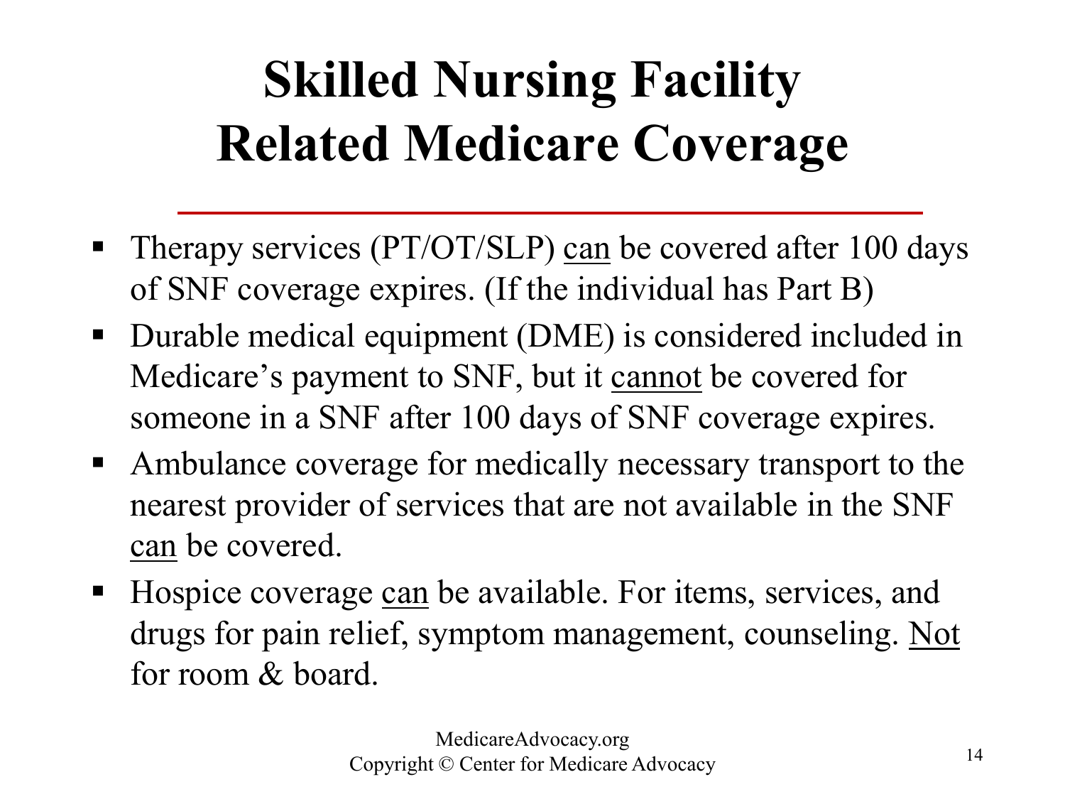# Skilled Nursing Facility Related Medicare Coverage

- Therapy services (PT/OT/SLP) <u>can</u> be covered after 100 days of SNF coverage expires. (If the individual has Part B)
- Durable medical equipment (DME) is considered included in Medicare's payment to SNF, but it <u>cannot</u> be covered for someone in a SNF after 100 days of SNF coverage expires.
- Ambulance coverage for medically necessary transport to the nearest provider of services that are not available in the SNF <u>can</u> be covered.
- Hospice coverage <u>can</u> be available. For items, services, and drugs for pain relief, symptom management, counseling. <u>Not</u> for room & board.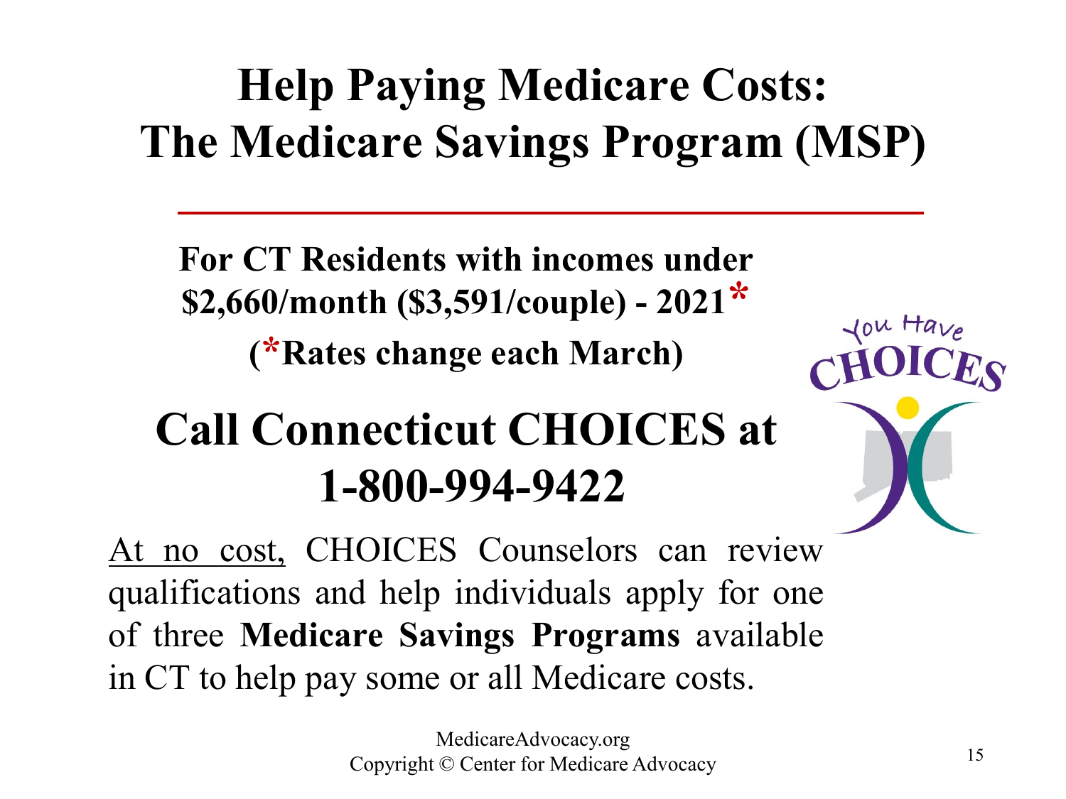# Help Paying Medicare Costs: The Medicare Savings Program (MSP)

**For CT Residents with incomes under $2,660/month ($3,591/couple) - 2021*\***

**(*Rates change each March)**

## Call Connecticut CHOICES at 1-800-994-9422

At no cost, CHOICES Counselors can review qualifications and help individuals apply for one of three **Medicare Savings Programs** available in CT to help pay some or all Medicare costs.

MedicareAdvocacy.org
Copyright © Center for Medicare Advocacy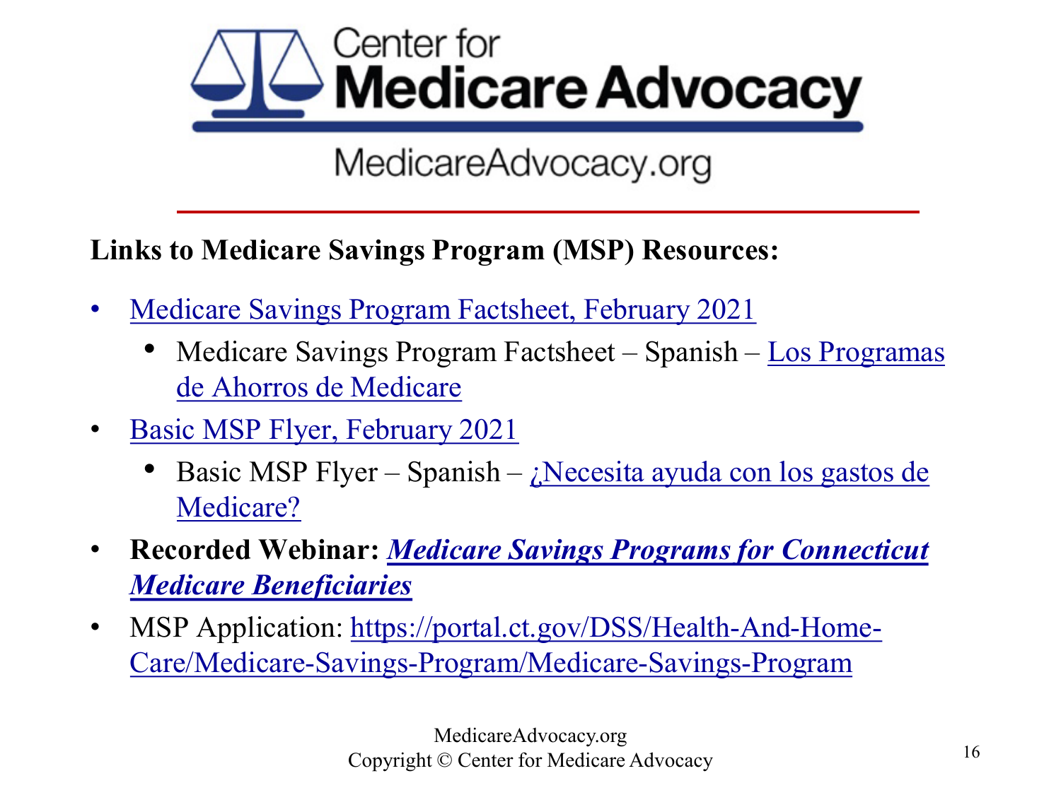Center for **Medicare Advocacy**

MedicareAdvocacy.org

**Links to Medicare Savings Program (MSP) Resources:**

- Medicare Savings Program Factsheet, February 2021
  - Medicare Savings Program Factsheet – Spanish – Los Programas de Ahorros de Medicare
- Basic MSP Flyer, February 2021
  - Basic MSP Flyer – Spanish – ¿Necesita ayuda con los gastos de Medicare?
- **Recorded Webinar: *Medicare Savings Programs for Connecticut Medicare Beneficiaries***
- MSP Application: https://portal.ct.gov/DSS/Health-And-Home-Care/Medicare-Savings-Program/Medicare-Savings-Program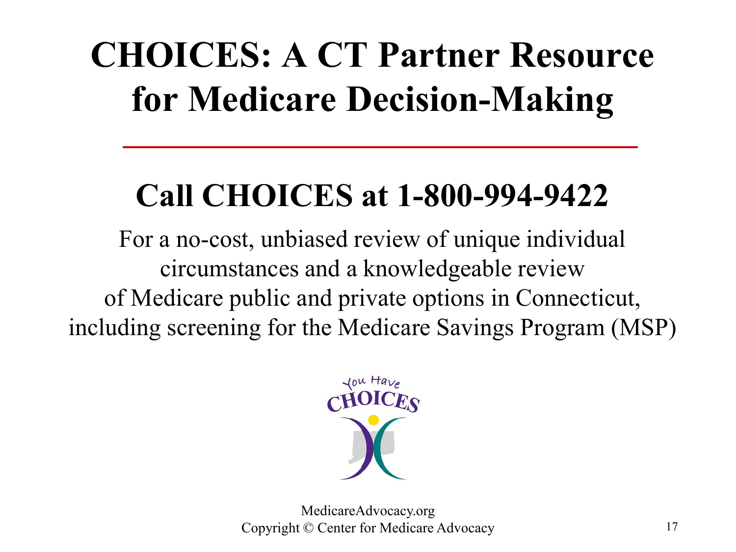# CHOICES: A CT Partner Resource for Medicare Decision-Making

## Call CHOICES at 1-800-994-9422

For a no-cost, unbiased review of unique individual circumstances and a knowledgeable review of Medicare public and private options in Connecticut, including screening for the Medicare Savings Program (MSP)

MedicareAdvocacy.org
Copyright © Center for Medicare Advocacy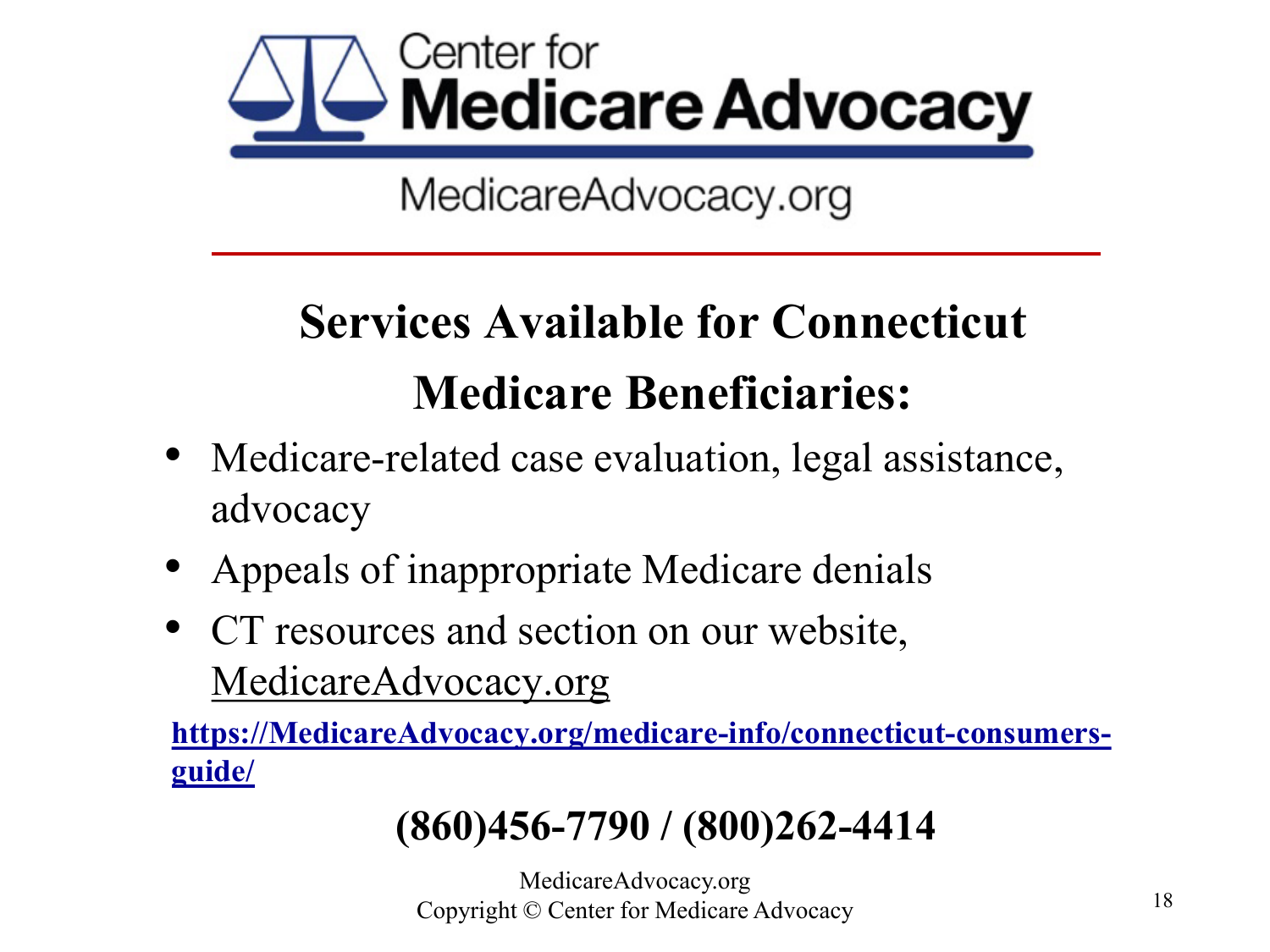Center for **Medicare Advocacy**

MedicareAdvocacy.org

## Services Available for Connecticut Medicare Beneficiaries:

- Medicare-related case evaluation, legal assistance, advocacy
- Appeals of inappropriate Medicare denials
- CT resources and section on our website, MedicareAdvocacy.org

**https://MedicareAdvocacy.org/medicare-info/connecticut-consumers-guide/**

**(860)456-7790 / (800)262-4414**

MedicareAdvocacy.org
Copyright © Center for Medicare Advocacy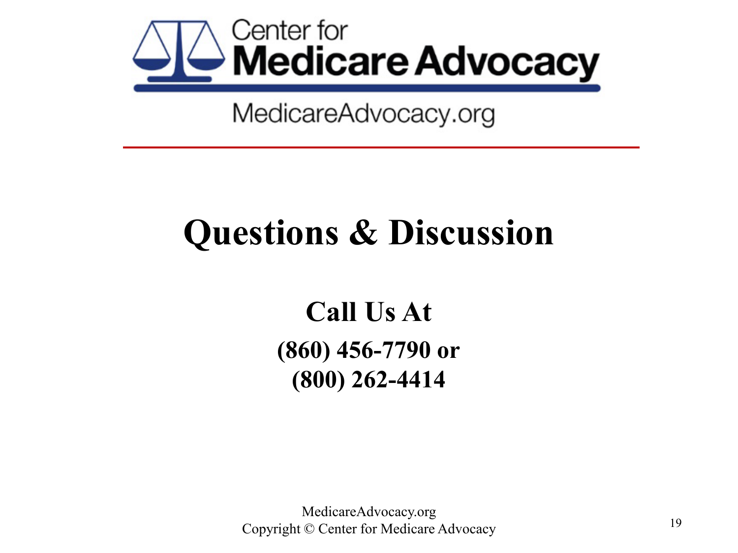Center for
**Medicare Advocacy**

MedicareAdvocacy.org

# Questions & Discussion

## Call Us At

**(860) 456-7790 or**
**(800) 262-4414**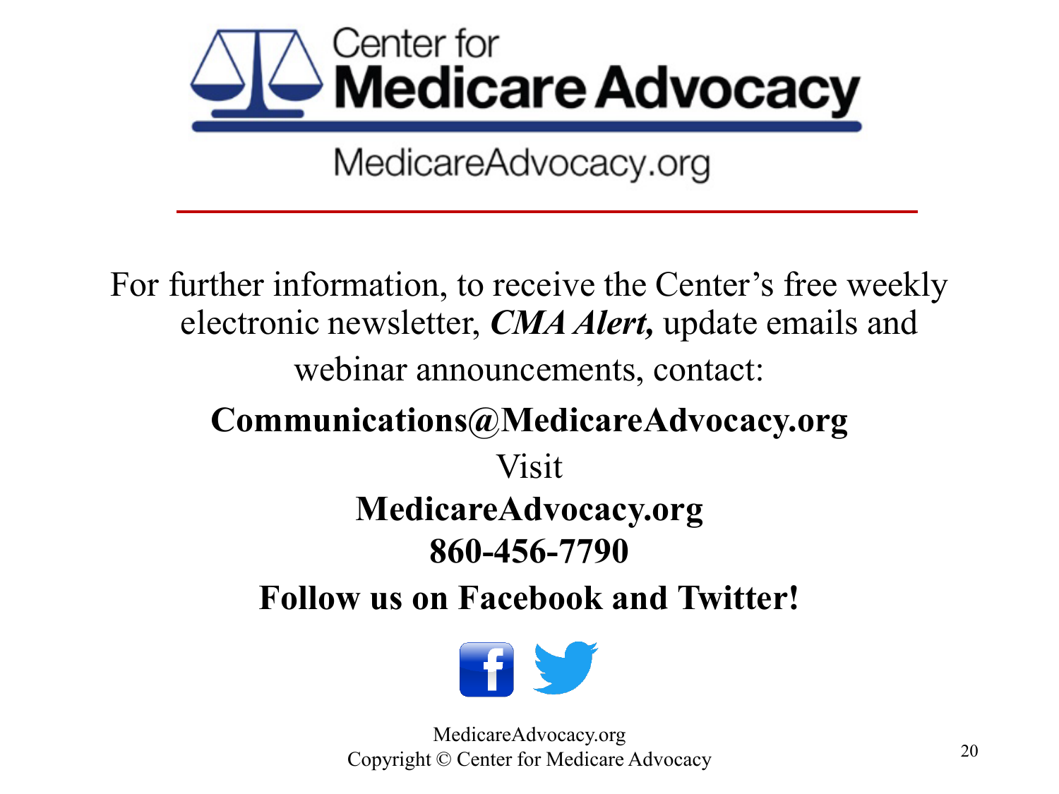# Center for Medicare Advocacy

MedicareAdvocacy.org

For further information, to receive the Center's free weekly electronic newsletter, ***CMA Alert,*** update emails and webinar announcements, contact:

**Communications@MedicareAdvocacy.org**

Visit

**MedicareAdvocacy.org**

**860-456-7790**

**Follow us on Facebook and Twitter!**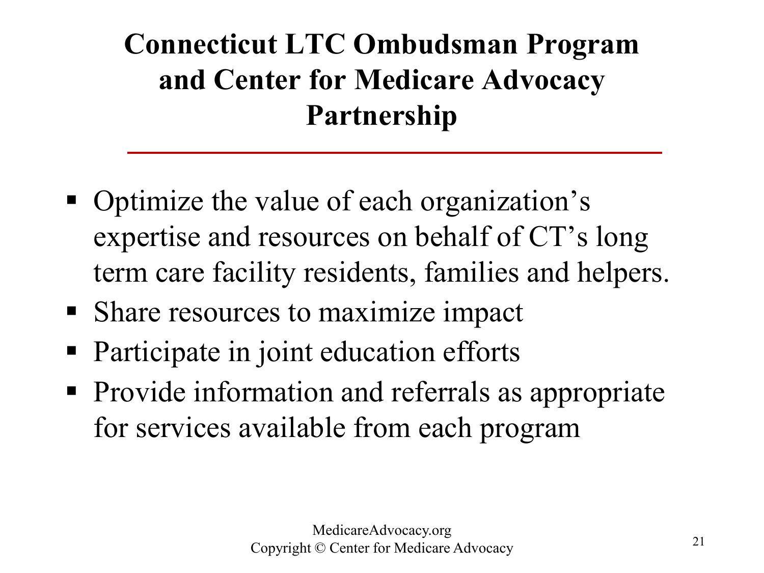# Connecticut LTC Ombudsman Program and Center for Medicare Advocacy Partnership

- Optimize the value of each organization's expertise and resources on behalf of CT's long term care facility residents, families and helpers.
- Share resources to maximize impact
- Participate in joint education efforts
- Provide information and referrals as appropriate for services available from each program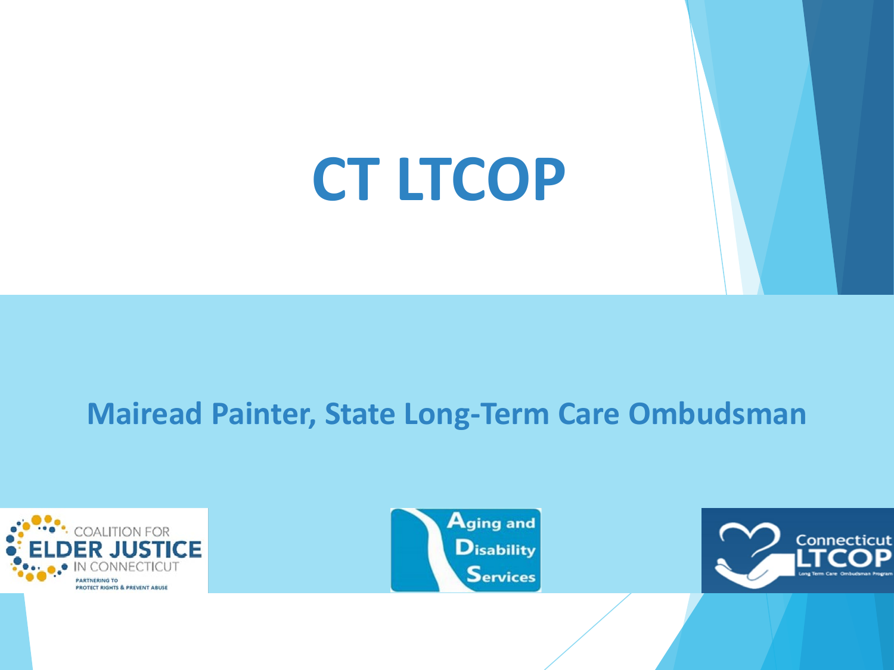# CT LTCOP

## Mairead Painter, State Long-Term Care Ombudsman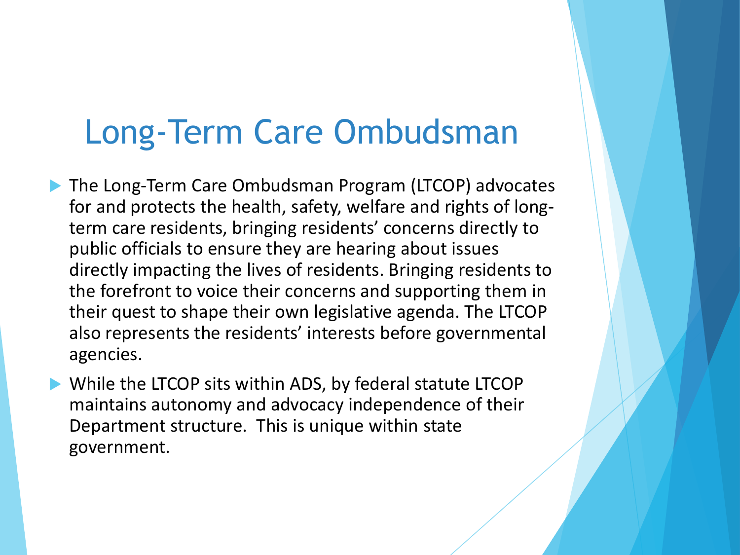# Long-Term Care Ombudsman

- The Long-Term Care Ombudsman Program (LTCOP) advocates for and protects the health, safety, welfare and rights of long-term care residents, bringing residents' concerns directly to public officials to ensure they are hearing about issues directly impacting the lives of residents. Bringing residents to the forefront to voice their concerns and supporting them in their quest to shape their own legislative agenda. The LTCOP also represents the residents' interests before governmental agencies.
- While the LTCOP sits within ADS, by federal statute LTCOP maintains autonomy and advocacy independence of their Department structure. This is unique within state government.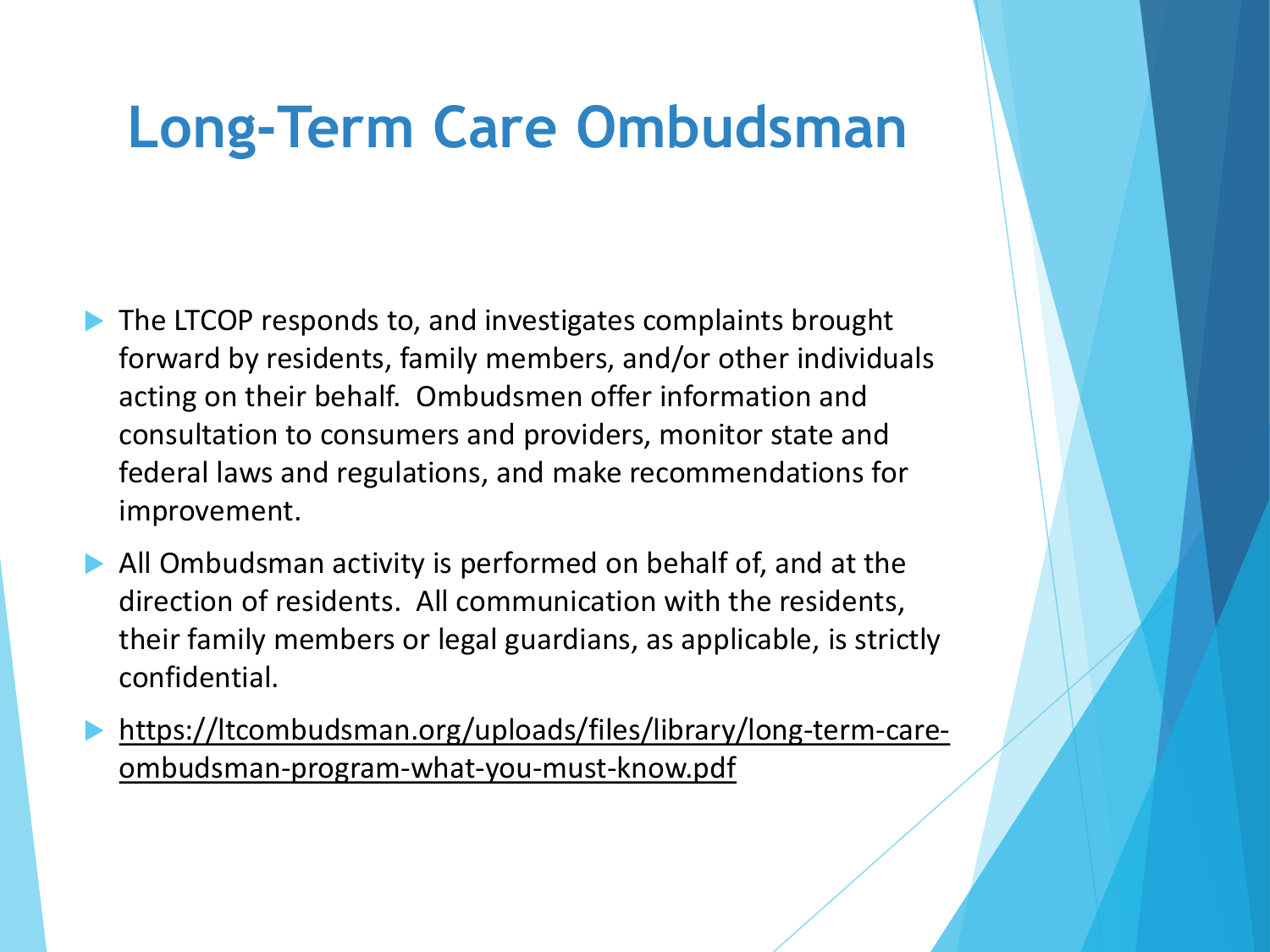# Long-Term Care Ombudsman

- The LTCOP responds to, and investigates complaints brought forward by residents, family members, and/or other individuals acting on their behalf. Ombudsmen offer information and consultation to consumers and providers, monitor state and federal laws and regulations, and make recommendations for improvement.
- All Ombudsman activity is performed on behalf of, and at the direction of residents. All communication with the residents, their family members or legal guardians, as applicable, is strictly confidential.
- https://ltcombudsman.org/uploads/files/library/long-term-care-ombudsman-program-what-you-must-know.pdf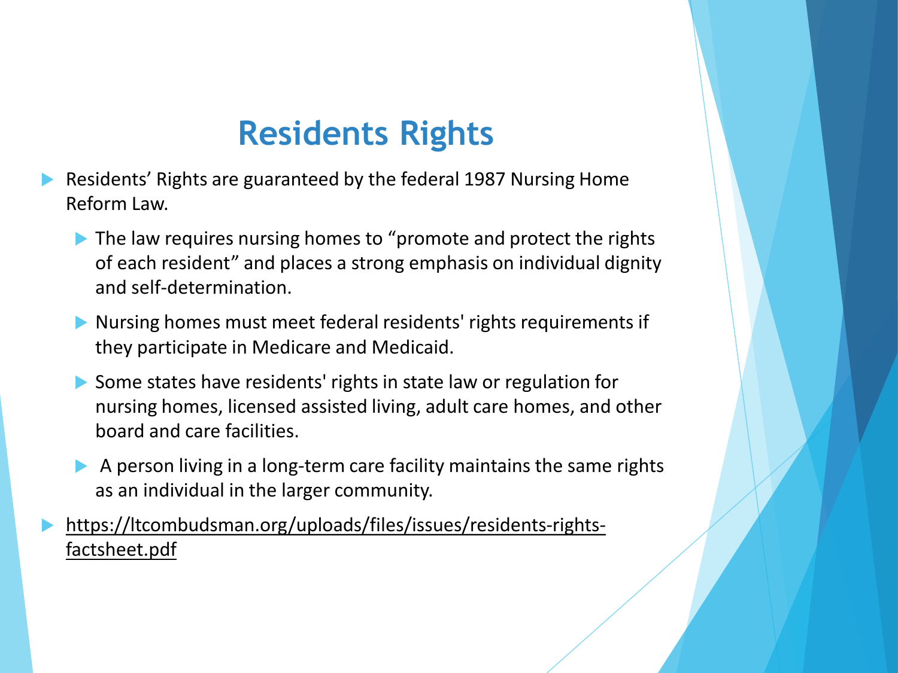# Residents Rights

- Residents' Rights are guaranteed by the federal 1987 Nursing Home Reform Law.
  - The law requires nursing homes to "promote and protect the rights of each resident" and places a strong emphasis on individual dignity and self-determination.
  - Nursing homes must meet federal residents' rights requirements if they participate in Medicare and Medicaid.
  - Some states have residents' rights in state law or regulation for nursing homes, licensed assisted living, adult care homes, and other board and care facilities.
  - A person living in a long-term care facility maintains the same rights as an individual in the larger community.
- https://ltcombudsman.org/uploads/files/issues/residents-rights-factsheet.pdf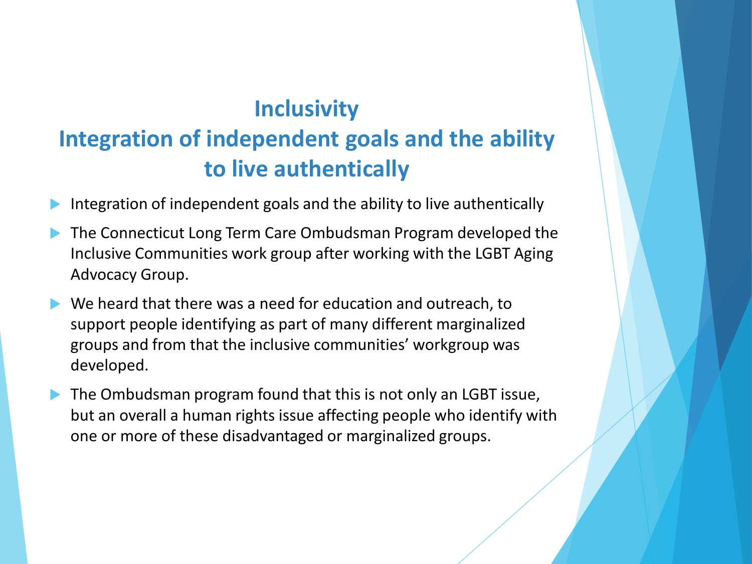## Inclusivity
## Integration of independent goals and the ability to live authentically

- Integration of independent goals and the ability to live authentically
- The Connecticut Long Term Care Ombudsman Program developed the Inclusive Communities work group after working with the LGBT Aging Advocacy Group.
- We heard that there was a need for education and outreach, to support people identifying as part of many different marginalized groups and from that the inclusive communities' workgroup was developed.
- The Ombudsman program found that this is not only an LGBT issue, but an overall a human rights issue affecting people who identify with one or more of these disadvantaged or marginalized groups.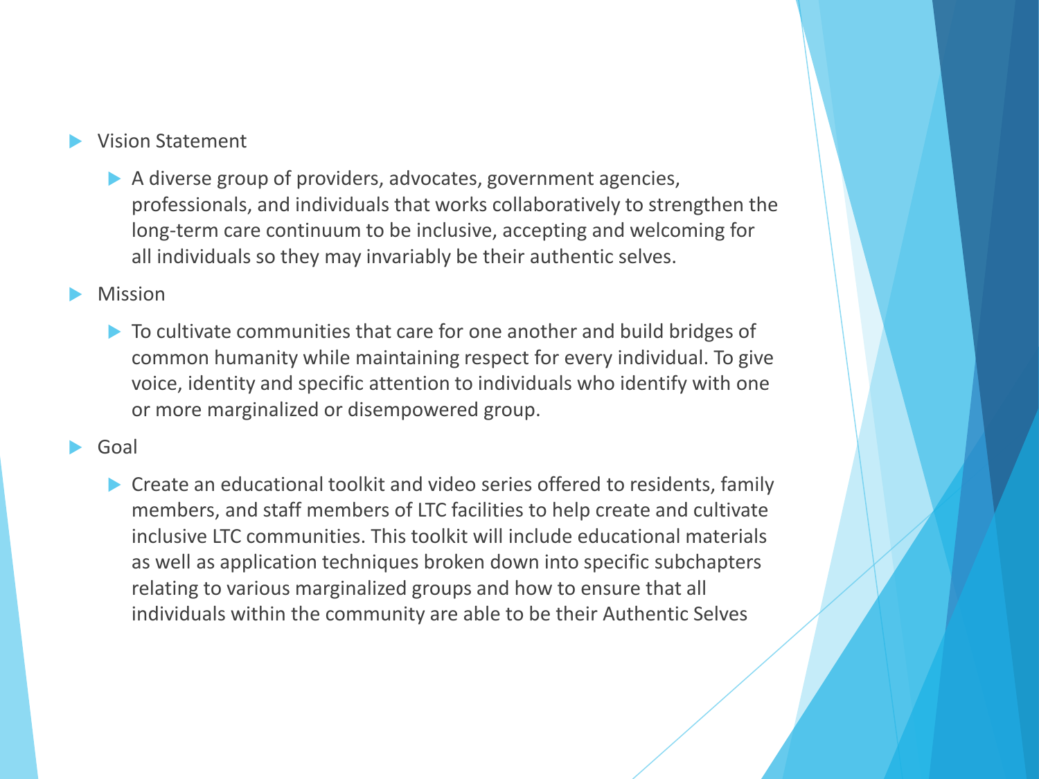- Vision Statement
  - A diverse group of providers, advocates, government agencies, professionals, and individuals that works collaboratively to strengthen the long-term care continuum to be inclusive, accepting and welcoming for all individuals so they may invariably be their authentic selves.
- Mission
  - To cultivate communities that care for one another and build bridges of common humanity while maintaining respect for every individual. To give voice, identity and specific attention to individuals who identify with one or more marginalized or disempowered group.
- Goal
  - Create an educational toolkit and video series offered to residents, family members, and staff members of LTC facilities to help create and cultivate inclusive LTC communities. This toolkit will include educational materials as well as application techniques broken down into specific subchapters relating to various marginalized groups and how to ensure that all individuals within the community are able to be their Authentic Selves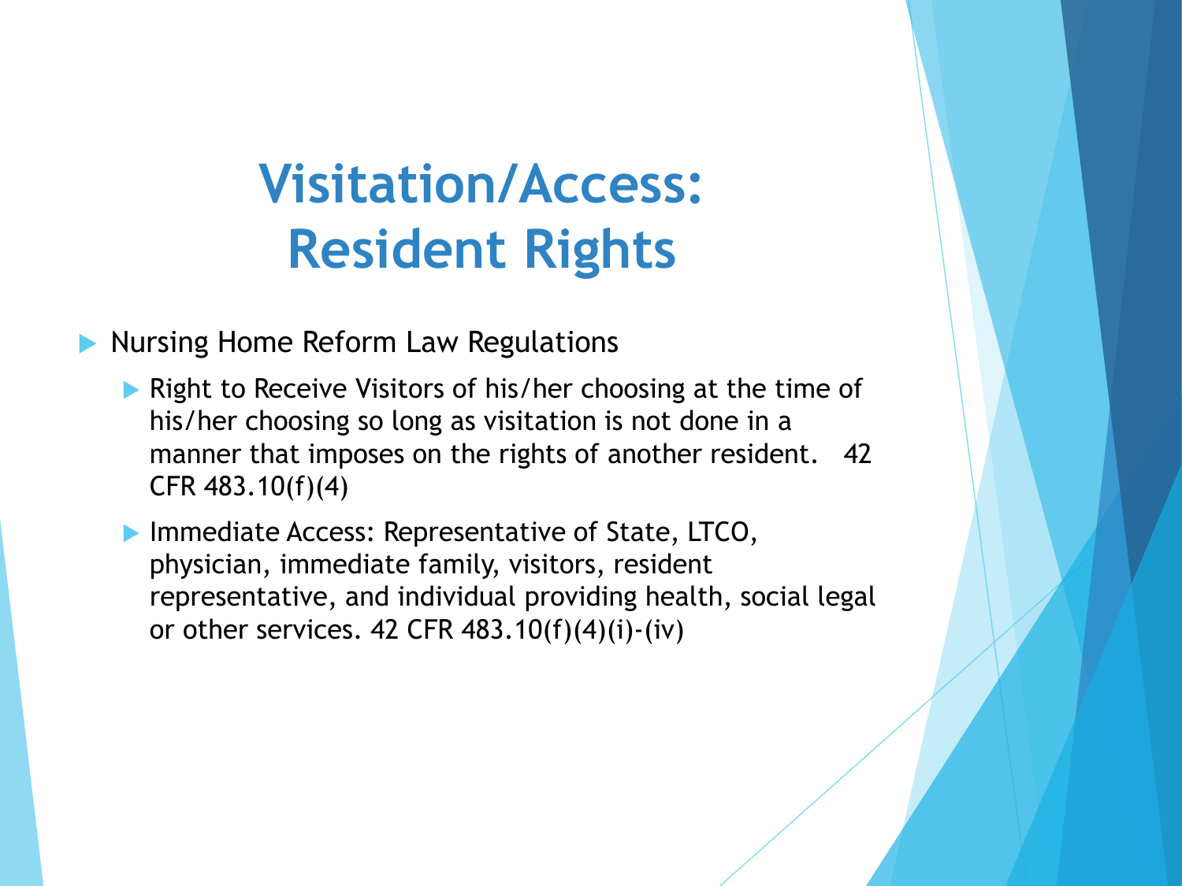# Visitation/Access: Resident Rights

- Nursing Home Reform Law Regulations
  - Right to Receive Visitors of his/her choosing at the time of his/her choosing so long as visitation is not done in a manner that imposes on the rights of another resident. 42 CFR 483.10(f)(4)
  - Immediate Access: Representative of State, LTCO, physician, immediate family, visitors, resident representative, and individual providing health, social legal or other services. 42 CFR 483.10(f)(4)(i)-(iv)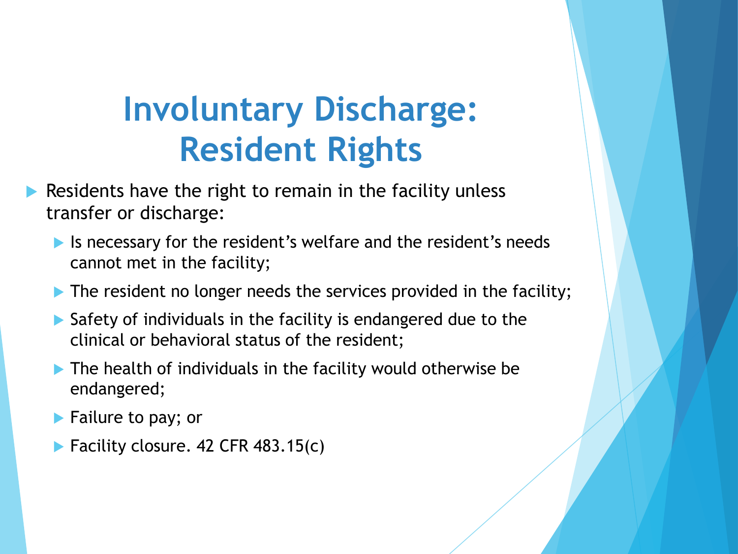# Involuntary Discharge: Resident Rights

- Residents have the right to remain in the facility unless transfer or discharge:
  - Is necessary for the resident’s welfare and the resident’s needs cannot met in the facility;
  - The resident no longer needs the services provided in the facility;
  - Safety of individuals in the facility is endangered due to the clinical or behavioral status of the resident;
  - The health of individuals in the facility would otherwise be endangered;
  - Failure to pay; or
  - Facility closure. 42 CFR 483.15(c)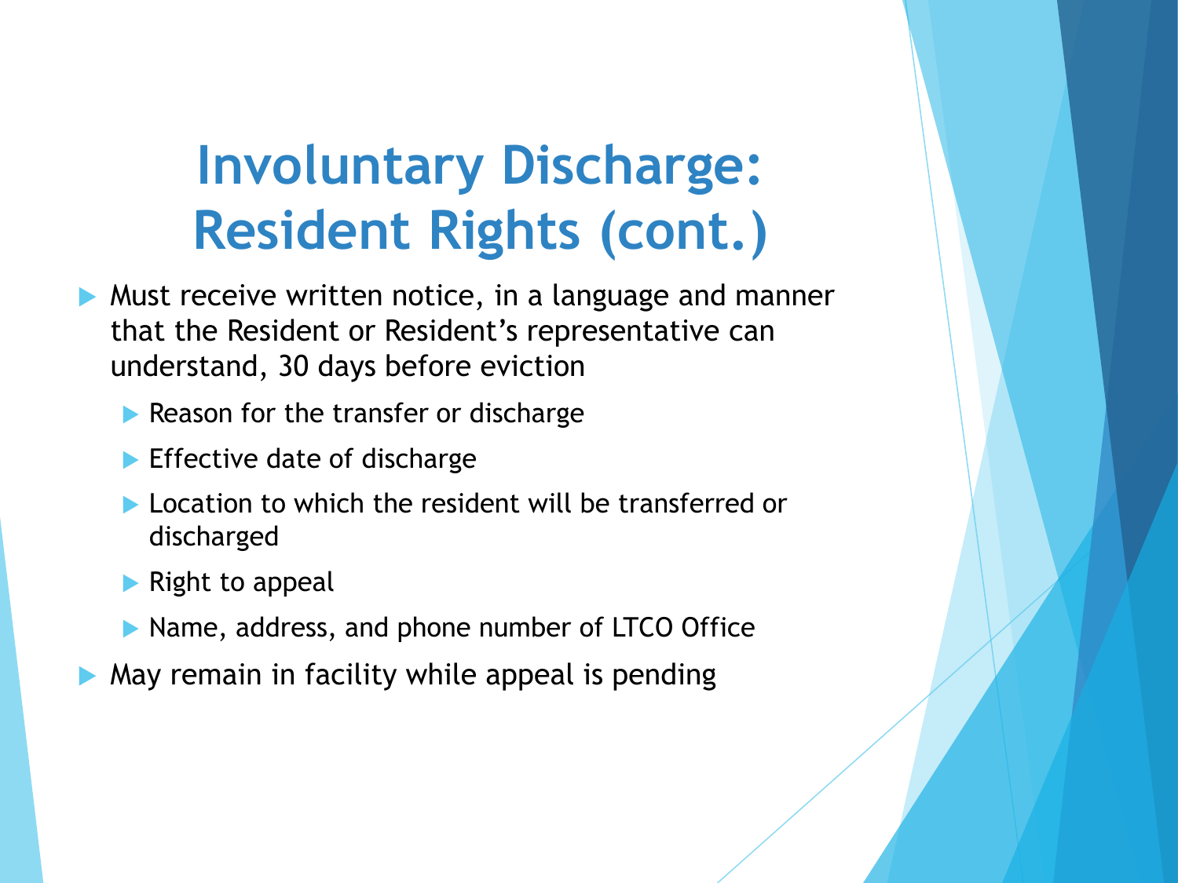# Involuntary Discharge: Resident Rights (cont.)

- Must receive written notice, in a language and manner that the Resident or Resident's representative can understand, 30 days before eviction
  - Reason for the transfer or discharge
  - Effective date of discharge
  - Location to which the resident will be transferred or discharged
  - Right to appeal
  - Name, address, and phone number of LTCO Office
- May remain in facility while appeal is pending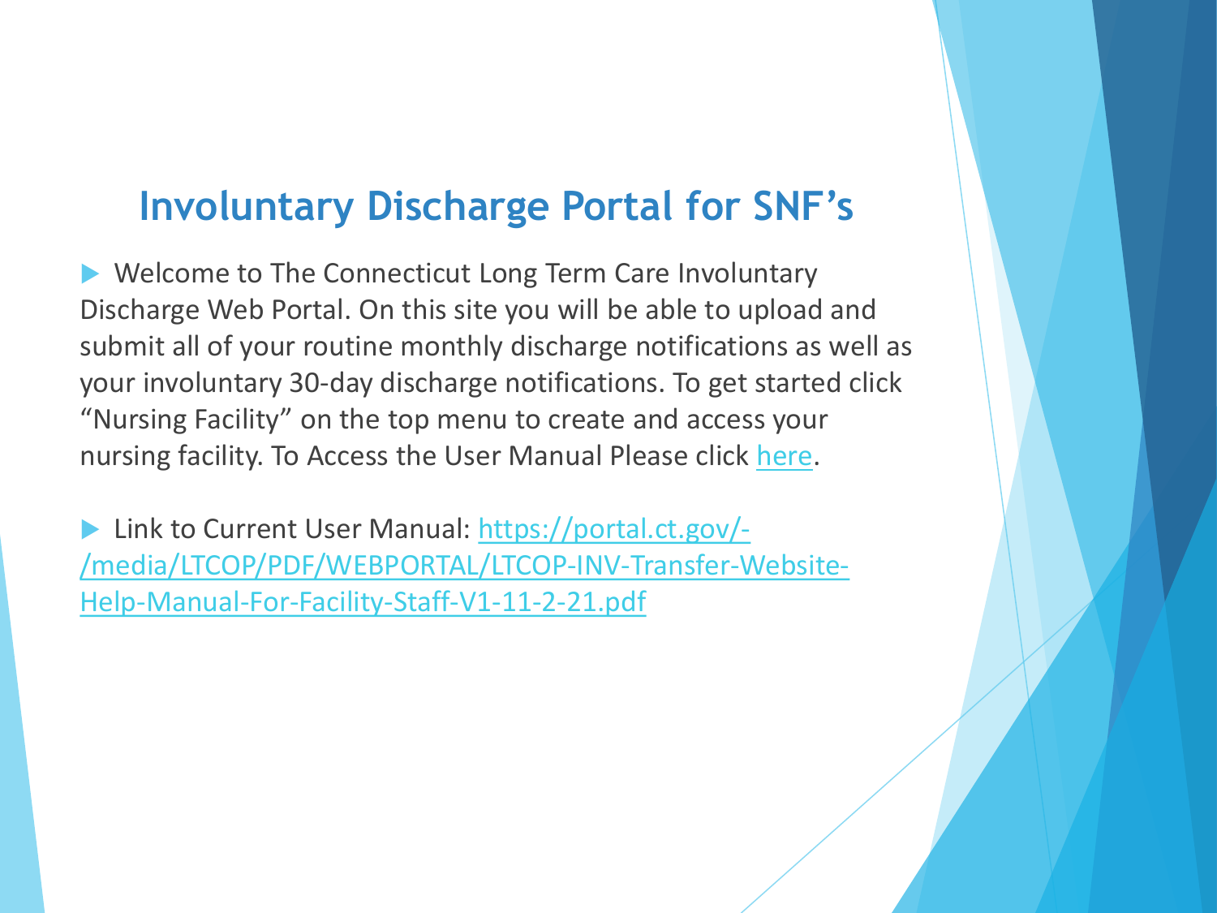# Involuntary Discharge Portal for SNF's

- Welcome to The Connecticut Long Term Care Involuntary Discharge Web Portal. On this site you will be able to upload and submit all of your routine monthly discharge notifications as well as your involuntary 30-day discharge notifications. To get started click "Nursing Facility" on the top menu to create and access your nursing facility. To Access the User Manual Please click here.

- Link to Current User Manual: https://portal.ct.gov/-/media/LTCOP/PDF/WEBPORTAL/LTCOP-INV-Transfer-Website-Help-Manual-For-Facility-Staff-V1-11-2-21.pdf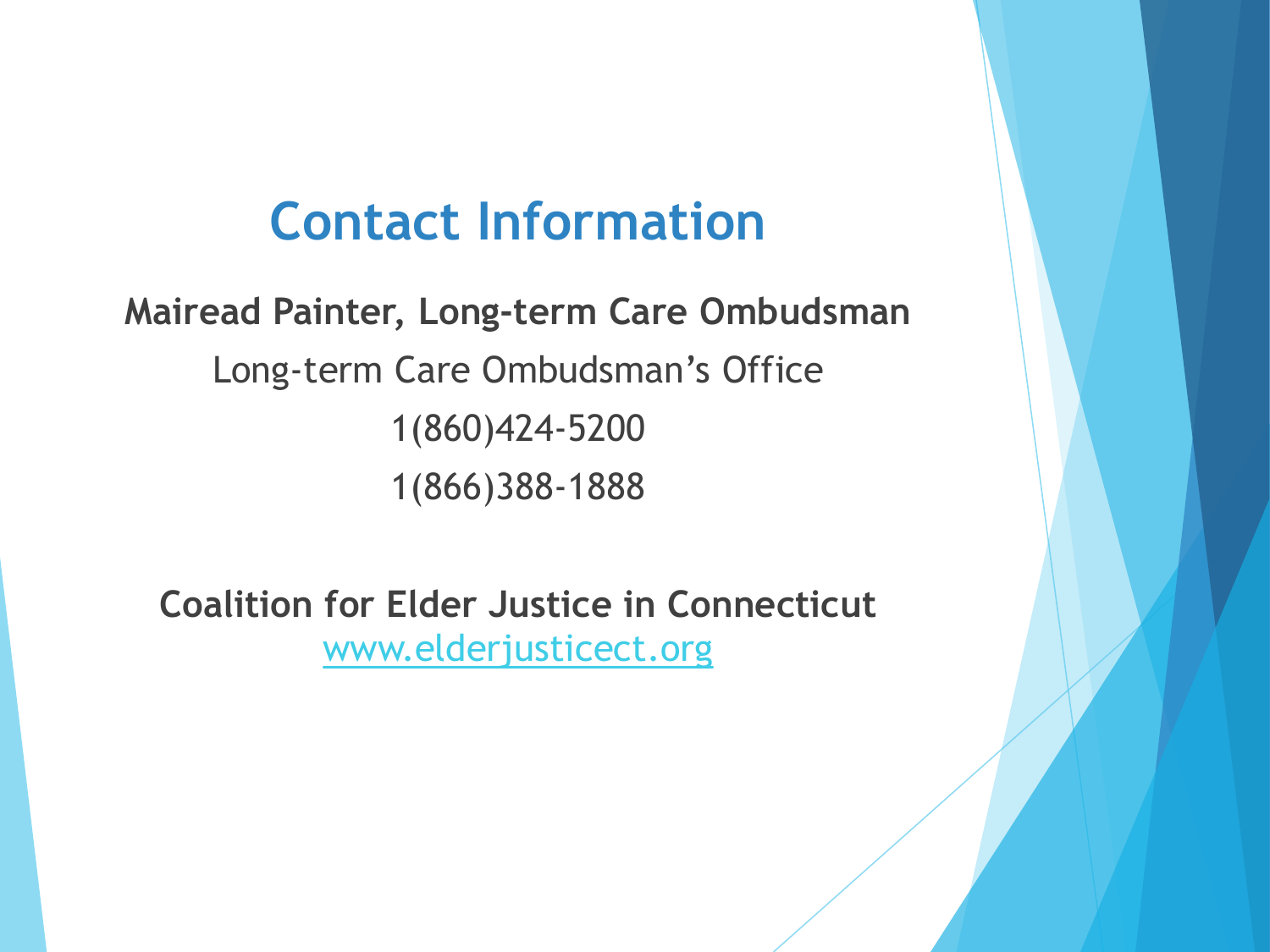# Contact Information

**Mairead Painter, Long-term Care Ombudsman**

Long-term Care Ombudsman's Office

1(860)424-5200

1(866)388-1888

**Coalition for Elder Justice in Connecticut**

www.elderjusticect.org